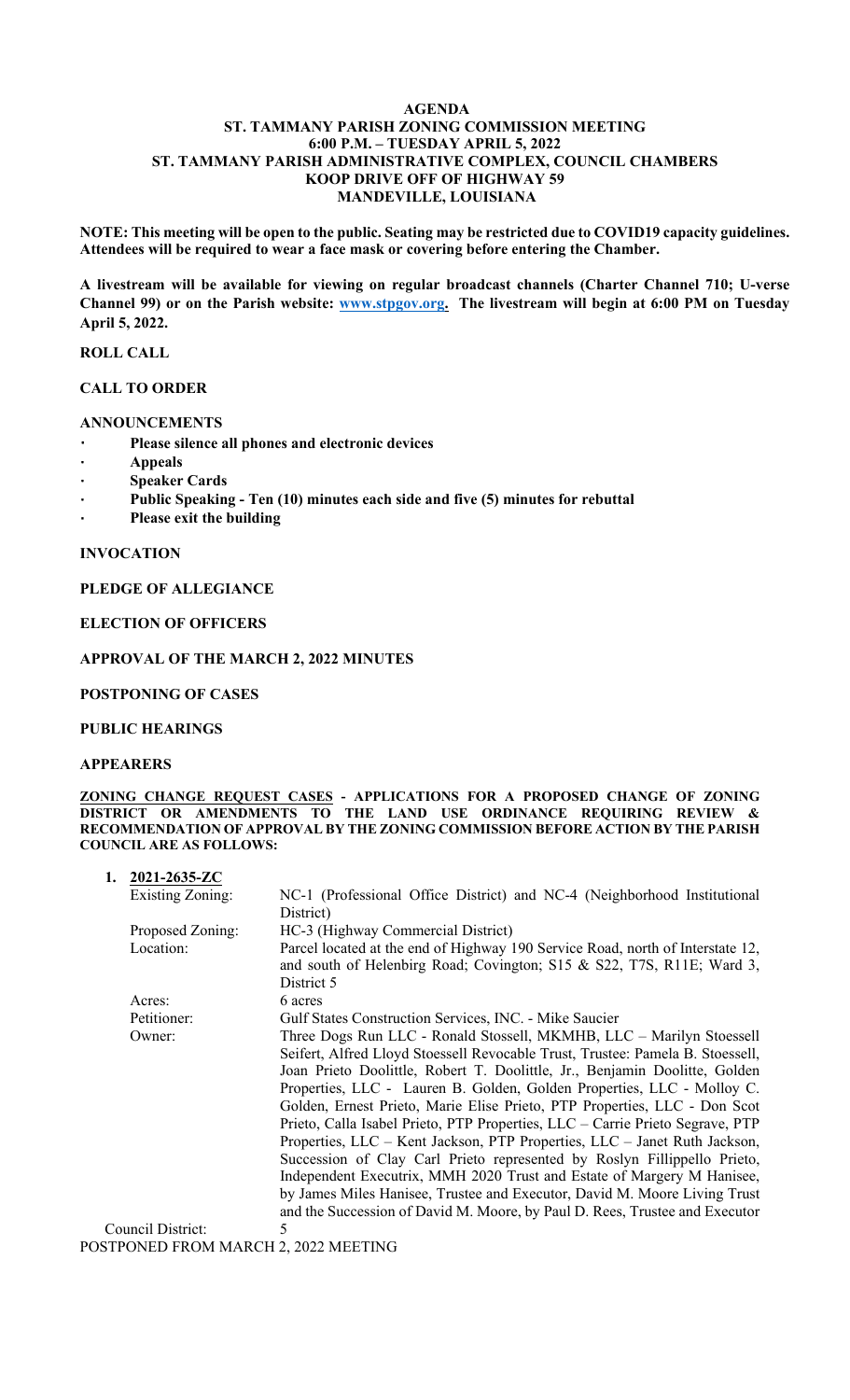# AGENDA
## ST. TAMMANY PARISH ZONING COMMISSION MEETING
## 6:00 P.M. – TUESDAY APRIL 5, 2022
## ST. TAMMANY PARISH ADMINISTRATIVE COMPLEX, COUNCIL CHAMBERS
## KOOP DRIVE OFF OF HIGHWAY 59
## MANDEVILLE, LOUISIANA

**NOTE: This meeting will be open to the public. Seating may be restricted due to COVID19 capacity guidelines. Attendees will be required to wear a face mask or covering before entering the Chamber.**

**A livestream will be available for viewing on regular broadcast channels (Charter Channel 710; U-verse Channel 99) or on the Parish website: www.stpgov.org. The livestream will begin at 6:00 PM on Tuesday April 5, 2022.**

**ROLL CALL**

**CALL TO ORDER**

**ANNOUNCEMENTS**

- **Please silence all phones and electronic devices**
- **Appeals**
- **Speaker Cards**
- **Public Speaking - Ten (10) minutes each side and five (5) minutes for rebuttal**
- **Please exit the building**

**INVOCATION**

**PLEDGE OF ALLEGIANCE**

**ELECTION OF OFFICERS**

**APPROVAL OF THE MARCH 2, 2022 MINUTES**

**POSTPONING OF CASES**

**PUBLIC HEARINGS**

**APPEARERS**

**ZONING CHANGE REQUEST CASES - APPLICATIONS FOR A PROPOSED CHANGE OF ZONING DISTRICT OR AMENDMENTS TO THE LAND USE ORDINANCE REQUIRING REVIEW & RECOMMENDATION OF APPROVAL BY THE ZONING COMMISSION BEFORE ACTION BY THE PARISH COUNCIL ARE AS FOLLOWS:**

1. **2021-2635-ZC**

| | |
|---|---|
| Existing Zoning: | NC-1 (Professional Office District) and NC-4 (Neighborhood Institutional District) |
| Proposed Zoning: | HC-3 (Highway Commercial District) |
| Location: | Parcel located at the end of Highway 190 Service Road, north of Interstate 12, and south of Helenbirg Road; Covington; S15 & S22, T7S, R11E; Ward 3, District 5 |
| Acres: | 6 acres |
| Petitioner: | Gulf States Construction Services, INC. - Mike Saucier |
| Owner: | Three Dogs Run LLC - Ronald Stossell, MKMHB, LLC – Marilyn Stoessell Seifert, Alfred Lloyd Stoessell Revocable Trust, Trustee: Pamela B. Stoessell, Joan Prieto Doolittle, Robert T. Doolittle, Jr., Benjamin Doolitte, Golden Properties, LLC - Lauren B. Golden, Golden Properties, LLC - Molloy C. Golden, Ernest Prieto, Marie Elise Prieto, PTP Properties, LLC - Don Scot Prieto, Calla Isabel Prieto, PTP Properties, LLC – Carrie Prieto Segrave, PTP Properties, LLC – Kent Jackson, PTP Properties, LLC – Janet Ruth Jackson, Succession of Clay Carl Prieto represented by Roslyn Fillippello Prieto, Independent Executrix, MMH 2020 Trust and Estate of Margery M Hanisee, by James Miles Hanisee, Trustee and Executor, David M. Moore Living Trust and the Succession of David M. Moore, by Paul D. Rees, Trustee and Executor |
| Council District: | 5 |

POSTPONED FROM MARCH 2, 2022 MEETING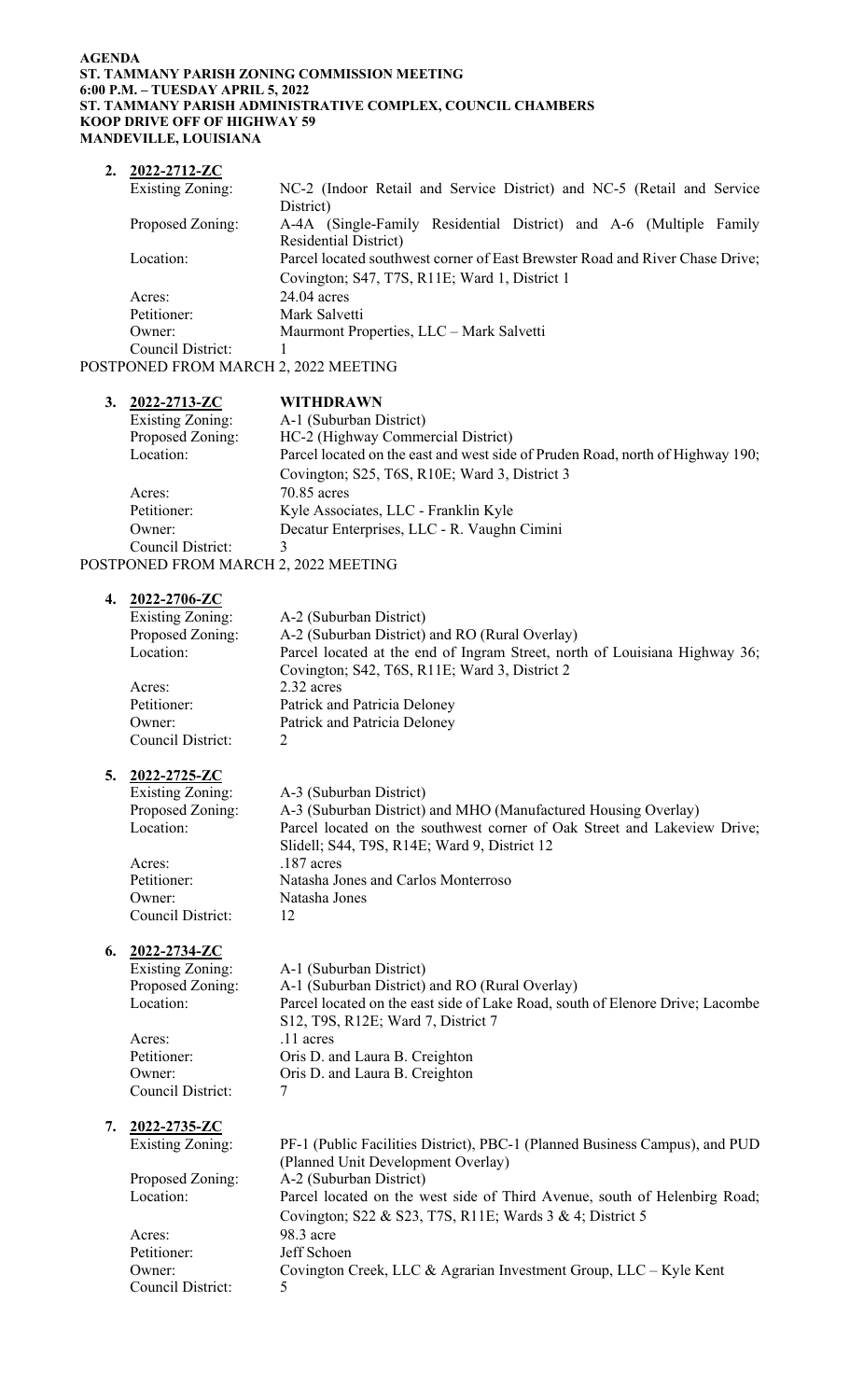**AGENDA**
**ST. TAMMANY PARISH ZONING COMMISSION MEETING**
**6:00 P.M. – TUESDAY APRIL 5, 2022**
**ST. TAMMANY PARISH ADMINISTRATIVE COMPLEX, COUNCIL CHAMBERS**
**KOOP DRIVE OFF OF HIGHWAY 59**
**MANDEVILLE, LOUISIANA**

2. **2022-2712-ZC**

| | |
|---|---|
| Existing Zoning: | NC-2 (Indoor Retail and Service District) and NC-5 (Retail and Service District) |
| Proposed Zoning: | A-4A (Single-Family Residential District) and A-6 (Multiple Family Residential District) |
| Location: | Parcel located southwest corner of East Brewster Road and River Chase Drive; Covington; S47, T7S, R11E; Ward 1, District 1 |
| Acres: | 24.04 acres |
| Petitioner: | Mark Salvetti |
| Owner: | Maurmont Properties, LLC – Mark Salvetti |
| Council District: | 1 |

POSTPONED FROM MARCH 2, 2022 MEETING

3. **2022-2713-ZC** **WITHDRAWN**

| | |
|---|---|
| Existing Zoning: | A-1 (Suburban District) |
| Proposed Zoning: | HC-2 (Highway Commercial District) |
| Location: | Parcel located on the east and west side of Pruden Road, north of Highway 190; Covington; S25, T6S, R10E; Ward 3, District 3 |
| Acres: | 70.85 acres |
| Petitioner: | Kyle Associates, LLC - Franklin Kyle |
| Owner: | Decatur Enterprises, LLC - R. Vaughn Cimini |
| Council District: | 3 |

POSTPONED FROM MARCH 2, 2022 MEETING

4. **2022-2706-ZC**

| | |
|---|---|
| Existing Zoning: | A-2 (Suburban District) |
| Proposed Zoning: | A-2 (Suburban District) and RO (Rural Overlay) |
| Location: | Parcel located at the end of Ingram Street, north of Louisiana Highway 36; Covington; S42, T6S, R11E; Ward 3, District 2 |
| Acres: | 2.32 acres |
| Petitioner: | Patrick and Patricia Deloney |
| Owner: | Patrick and Patricia Deloney |
| Council District: | 2 |

5. **2022-2725-ZC**

| | |
|---|---|
| Existing Zoning: | A-3 (Suburban District) |
| Proposed Zoning: | A-3 (Suburban District) and MHO (Manufactured Housing Overlay) |
| Location: | Parcel located on the southwest corner of Oak Street and Lakeview Drive; Slidell; S44, T9S, R14E; Ward 9, District 12 |
| Acres: | .187 acres |
| Petitioner: | Natasha Jones and Carlos Monterroso |
| Owner: | Natasha Jones |
| Council District: | 12 |

6. **2022-2734-ZC**

| | |
|---|---|
| Existing Zoning: | A-1 (Suburban District) |
| Proposed Zoning: | A-1 (Suburban District) and RO (Rural Overlay) |
| Location: | Parcel located on the east side of Lake Road, south of Elenore Drive; Lacombe S12, T9S, R12E; Ward 7, District 7 |
| Acres: | .11 acres |
| Petitioner: | Oris D. and Laura B. Creighton |
| Owner: | Oris D. and Laura B. Creighton |
| Council District: | 7 |

7. **2022-2735-ZC**

| | |
|---|---|
| Existing Zoning: | PF-1 (Public Facilities District), PBC-1 (Planned Business Campus), and PUD (Planned Unit Development Overlay) |
| Proposed Zoning: | A-2 (Suburban District) |
| Location: | Parcel located on the west side of Third Avenue, south of Helenbirg Road; Covington; S22 & S23, T7S, R11E; Wards 3 & 4; District 5 |
| Acres: | 98.3 acre |
| Petitioner: | Jeff Schoen |
| Owner: | Covington Creek, LLC & Agrarian Investment Group, LLC – Kyle Kent |
| Council District: | 5 |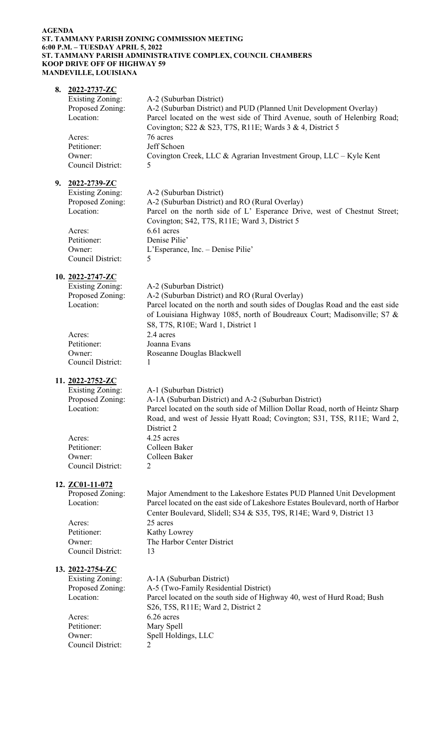**AGENDA**
**ST. TAMMANY PARISH ZONING COMMISSION MEETING**
**6:00 P.M. – TUESDAY APRIL 5, 2022**
**ST. TAMMANY PARISH ADMINISTRATIVE COMPLEX, COUNCIL CHAMBERS**
**KOOP DRIVE OFF OF HIGHWAY 59**
**MANDEVILLE, LOUISIANA**

8. **2022-2737-ZC**

Existing Zoning: A-2 (Suburban District)
Proposed Zoning: A-2 (Suburban District) and PUD (Planned Unit Development Overlay)
Location: Parcel located on the west side of Third Avenue, south of Helenbirg Road; Covington; S22 & S23, T7S, R11E; Wards 3 & 4, District 5
Acres: 76 acres
Petitioner: Jeff Schoen
Owner: Covington Creek, LLC & Agrarian Investment Group, LLC – Kyle Kent
Council District: 5

9. **2022-2739-ZC**

Existing Zoning: A-2 (Suburban District)
Proposed Zoning: A-2 (Suburban District) and RO (Rural Overlay)
Location: Parcel on the north side of L' Esperance Drive, west of Chestnut Street; Covington; S42, T7S, R11E; Ward 3, District 5
Acres: 6.61 acres
Petitioner: Denise Pilie'
Owner: L'Esperance, Inc. – Denise Pilie'
Council District: 5

10. **2022-2747-ZC**

Existing Zoning: A-2 (Suburban District)
Proposed Zoning: A-2 (Suburban District) and RO (Rural Overlay)
Location: Parcel located on the north and south sides of Douglas Road and the east side of Louisiana Highway 1085, north of Boudreaux Court; Madisonville; S7 & S8, T7S, R10E; Ward 1, District 1
Acres: 2.4 acres
Petitioner: Joanna Evans
Owner: Roseanne Douglas Blackwell
Council District: 1

11. **2022-2752-ZC**

Existing Zoning: A-1 (Suburban District)
Proposed Zoning: A-1A (Suburban District) and A-2 (Suburban District)
Location: Parcel located on the south side of Million Dollar Road, north of Heintz Sharp Road, and west of Jessie Hyatt Road; Covington; S31, T5S, R11E; Ward 2, District 2
Acres: 4.25 acres
Petitioner: Colleen Baker
Owner: Colleen Baker
Council District: 2

12. **ZC01-11-072**

Proposed Zoning: Major Amendment to the Lakeshore Estates PUD Planned Unit Development
Location: Parcel located on the east side of Lakeshore Estates Boulevard, north of Harbor Center Boulevard, Slidell; S34 & S35, T9S, R14E; Ward 9, District 13
Acres: 25 acres
Petitioner: Kathy Lowrey
Owner: The Harbor Center District
Council District: 13

13. **2022-2754-ZC**

Existing Zoning: A-1A (Suburban District)
Proposed Zoning: A-5 (Two-Family Residential District)
Location: Parcel located on the south side of Highway 40, west of Hurd Road; Bush S26, T5S, R11E; Ward 2, District 2
Acres: 6.26 acres
Petitioner: Mary Spell
Owner: Spell Holdings, LLC
Council District: 2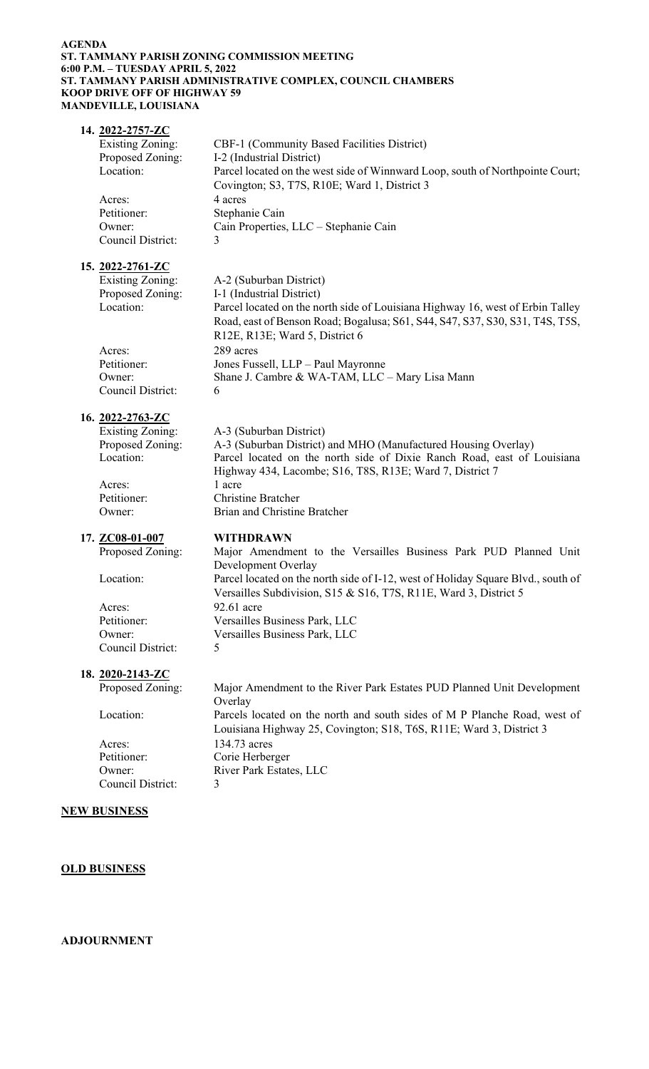**AGENDA**
**ST. TAMMANY PARISH ZONING COMMISSION MEETING**
**6:00 P.M. – TUESDAY APRIL 5, 2022**
**ST. TAMMANY PARISH ADMINISTRATIVE COMPLEX, COUNCIL CHAMBERS**
**KOOP DRIVE OFF OF HIGHWAY 59**
**MANDEVILLE, LOUISIANA**

**14. 2022-2757-ZC**

| | |
|---|---|
| Existing Zoning: | CBF-1 (Community Based Facilities District) |
| Proposed Zoning: | I-2 (Industrial District) |
| Location: | Parcel located on the west side of Winnward Loop, south of Northpointe Court; Covington; S3, T7S, R10E; Ward 1, District 3 |
| Acres: | 4 acres |
| Petitioner: | Stephanie Cain |
| Owner: | Cain Properties, LLC – Stephanie Cain |
| Council District: | 3 |

**15. 2022-2761-ZC**

| | |
|---|---|
| Existing Zoning: | A-2 (Suburban District) |
| Proposed Zoning: | I-1 (Industrial District) |
| Location: | Parcel located on the north side of Louisiana Highway 16, west of Erbin Talley Road, east of Benson Road; Bogalusa; S61, S44, S47, S37, S30, S31, T4S, T5S, R12E, R13E; Ward 5, District 6 |
| Acres: | 289 acres |
| Petitioner: | Jones Fussell, LLP – Paul Mayronne |
| Owner: | Shane J. Cambre & WA-TAM, LLC – Mary Lisa Mann |
| Council District: | 6 |

**16. 2022-2763-ZC**

| | |
|---|---|
| Existing Zoning: | A-3 (Suburban District) |
| Proposed Zoning: | A-3 (Suburban District) and MHO (Manufactured Housing Overlay) |
| Location: | Parcel located on the north side of Dixie Ranch Road, east of Louisiana Highway 434, Lacombe; S16, T8S, R13E; Ward 7, District 7 |
| Acres: | 1 acre |
| Petitioner: | Christine Bratcher |
| Owner: | Brian and Christine Bratcher |

**17. ZC08-01-007** **WITHDRAWN**

| | |
|---|---|
| Proposed Zoning: | Major Amendment to the Versailles Business Park PUD Planned Unit Development Overlay |
| Location: | Parcel located on the north side of I-12, west of Holiday Square Blvd., south of Versailles Subdivision, S15 & S16, T7S, R11E, Ward 3, District 5 |
| Acres: | 92.61 acre |
| Petitioner: | Versailles Business Park, LLC |
| Owner: | Versailles Business Park, LLC |
| Council District: | 5 |

**18. 2020-2143-ZC**

| | |
|---|---|
| Proposed Zoning: | Major Amendment to the River Park Estates PUD Planned Unit Development Overlay |
| Location: | Parcels located on the north and south sides of M P Planche Road, west of Louisiana Highway 25, Covington; S18, T6S, R11E; Ward 3, District 3 |
| Acres: | 134.73 acres |
| Petitioner: | Corie Herberger |
| Owner: | River Park Estates, LLC |
| Council District: | 3 |

**NEW BUSINESS**

**OLD BUSINESS**

**ADJOURNMENT**